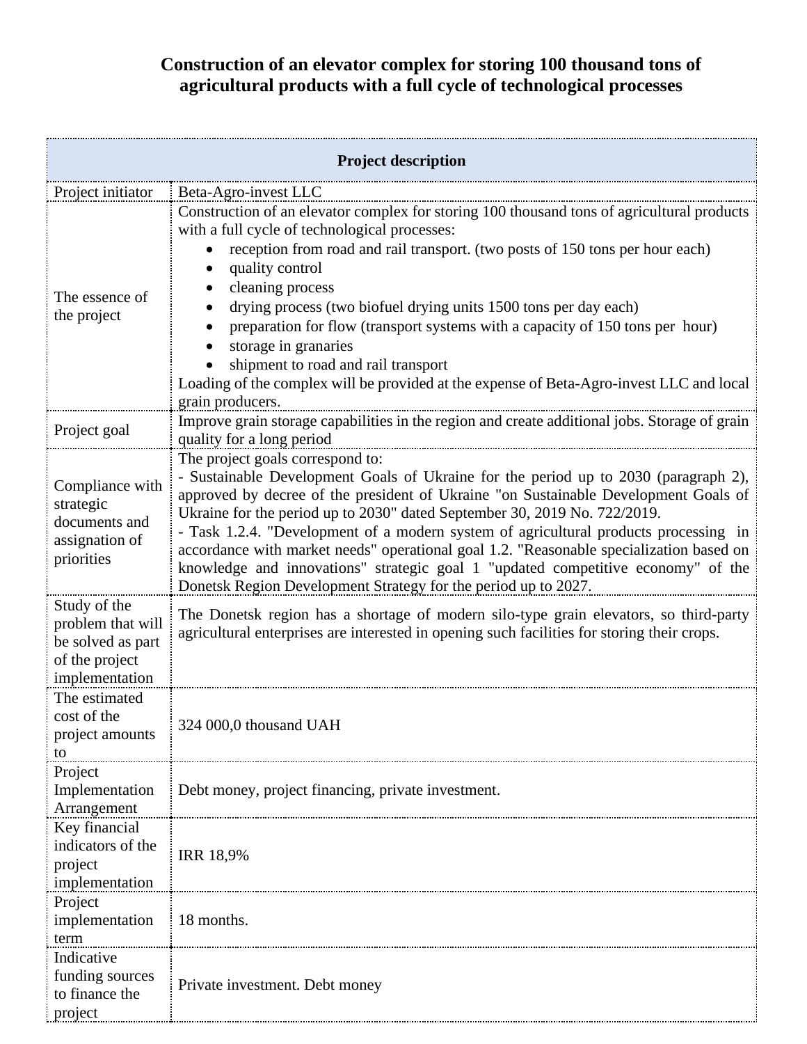# Construction of an elevator complex for storing 100 thousand tons of agricultural products with a full cycle of technological processes

| Project description | |
|---|---|
| Project initiator | Beta-Agro-invest LLC |
| The essence of the project | Construction of an elevator complex for storing 100 thousand tons of agricultural products with a full cycle of technological processes:<br>• reception from road and rail transport. (two posts of 150 tons per hour each)<br>• quality control<br>• cleaning process<br>• drying process (two biofuel drying units 1500 tons per day each)<br>• preparation for flow (transport systems with a capacity of 150 tons per hour)<br>• storage in granaries<br>• shipment to road and rail transport<br>Loading of the complex will be provided at the expense of Beta-Agro-invest LLC and local grain producers. |
| Project goal | Improve grain storage capabilities in the region and create additional jobs. Storage of grain quality for a long period |
| Compliance with strategic documents and assignation of priorities | The project goals correspond to:<br>- Sustainable Development Goals of Ukraine for the period up to 2030 (paragraph 2), approved by decree of the president of Ukraine "on Sustainable Development Goals of Ukraine for the period up to 2030" dated September 30, 2019 No. 722/2019.<br>- Task 1.2.4. "Development of a modern system of agricultural products processing in accordance with market needs" operational goal 1.2. "Reasonable specialization based on knowledge and innovations" strategic goal 1 "updated competitive economy" of the Donetsk Region Development Strategy for the period up to 2027. |
| Study of the problem that will be solved as part of the project implementation | The Donetsk region has a shortage of modern silo-type grain elevators, so third-party agricultural enterprises are interested in opening such facilities for storing their crops. |
| The estimated cost of the project amounts to | 324 000,0 thousand UAH |
| Project Implementation Arrangement | Debt money, project financing, private investment. |
| Key financial indicators of the project implementation | IRR 18,9% |
| Project implementation term | 18 months. |
| Indicative funding sources to finance the project | Private investment. Debt money |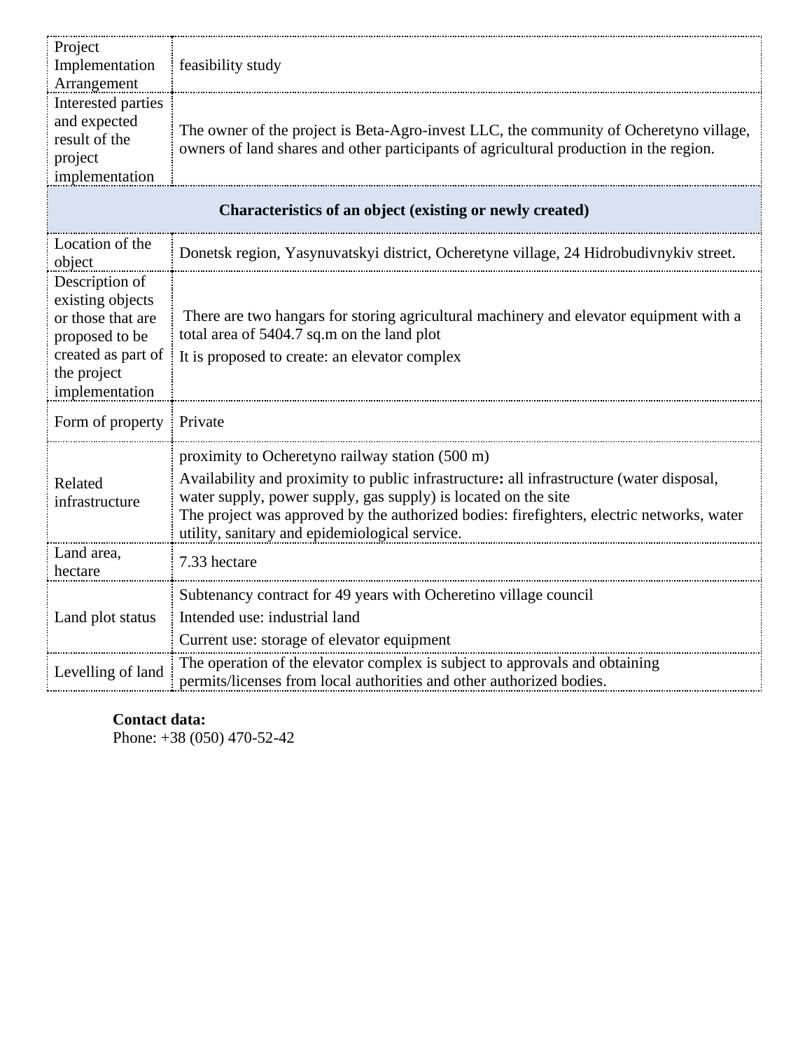| | |
|---|---|
| Project Implementation Arrangement | feasibility study |
| Interested parties and expected result of the project implementation | The owner of the project is Beta-Agro-invest LLC, the community of Ocheretyno village, owners of land shares and other participants of agricultural production in the region. |
| **Characteristics of an object (existing or newly created)** | |
| Location of the object | Donetsk region, Yasynuvatskyi district, Ocheretyne village, 24 Hidrobudivnykiv street. |
| Description of existing objects or those that are proposed to be created as part of the project implementation | There are two hangars for storing agricultural machinery and elevator equipment with a total area of 5404.7 sq.m on the land plot<br>It is proposed to create: an elevator complex |
| Form of property | Private |
| Related infrastructure | proximity to Ocheretyno railway station (500 m)<br>Availability and proximity to public infrastructure**:** all infrastructure (water disposal, water supply, power supply, gas supply) is located on the site<br>The project was approved by the authorized bodies: firefighters, electric networks, water utility, sanitary and epidemiological service. |
| Land area, hectare | 7.33 hectare |
| Land plot status | Subtenancy contract for 49 years with Ocheretino village council<br>Intended use: industrial land<br>Current use: storage of elevator equipment |
| Levelling of land | The operation of the elevator complex is subject to approvals and obtaining permits/licenses from local authorities and other authorized bodies. |

**Contact data:**
Phone: +38 (050) 470-52-42